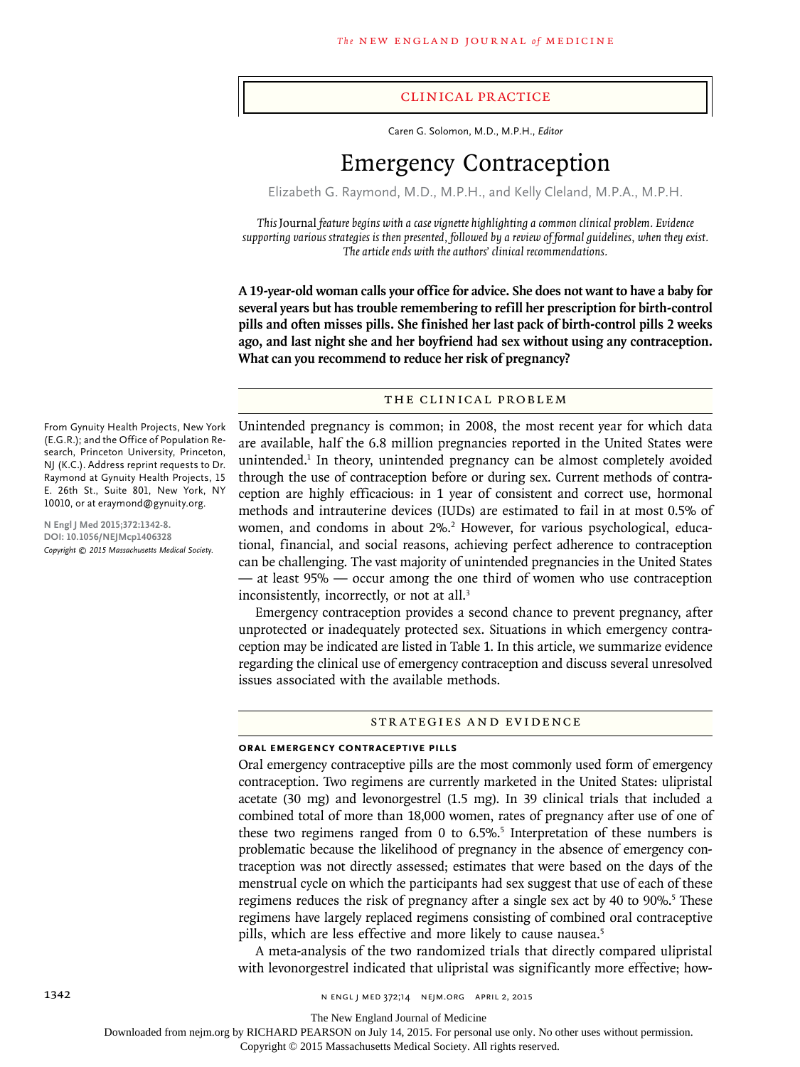## CLINICAL PRACTICE

Caren G. Solomon, M.D., M.P.H., *Editor*

# Emergency Contraception

Elizabeth G. Raymond, M.D., M.P.H., and Kelly Cleland, M.P.A., M.P.H.

*This* Journal *feature begins with a case vignette highlighting a common clinical problem. Evidence supporting various strategies is then presented, followed by a review of formal guidelines, when they exist. The article ends with the authors' clinical recommendations.*

**A 19-year-old woman calls your office for advice. She does not want to have a baby for several years but has trouble remembering to refill her prescription for birth-control pills and often misses pills. She finished her last pack of birth-control pills 2 weeks ago, and last night she and her boyfriend had sex without using any contraception. What can you recommend to reduce her risk of pregnancy?**

From Gynuity Health Projects, New York (E.G.R.); and the Office of Population Research, Princeton University, Princeton, NJ (K.C.). Address reprint requests to Dr. Raymond at Gynuity Health Projects, 15 E. 26th St., Suite 801, New York, NY 10010, or at eraymond@gynuity.org.

**N Engl J Med 2015;372:1342-8.**
**DOI: 10.1056/NEJMcp1406328**
*Copyright © 2015 Massachusetts Medical Society.*

## THE CLINICAL PROBLEM

Unintended pregnancy is common; in 2008, the most recent year for which data are available, half the 6.8 million pregnancies reported in the United States were unintended.[1] In theory, unintended pregnancy can be almost completely avoided through the use of contraception before or during sex. Current methods of contraception are highly efficacious: in 1 year of consistent and correct use, hormonal methods and intrauterine devices (IUDs) are estimated to fail in at most 0.5% of women, and condoms in about 2%.[2] However, for various psychological, educational, financial, and social reasons, achieving perfect adherence to contraception can be challenging. The vast majority of unintended pregnancies in the United States — at least 95% — occur among the one third of women who use contraception inconsistently, incorrectly, or not at all.[3]

Emergency contraception provides a second chance to prevent pregnancy, after unprotected or inadequately protected sex. Situations in which emergency contraception may be indicated are listed in Table 1. In this article, we summarize evidence regarding the clinical use of emergency contraception and discuss several unresolved issues associated with the available methods.

## STRATEGIES AND EVIDENCE

### ORAL EMERGENCY CONTRACEPTIVE PILLS

Oral emergency contraceptive pills are the most commonly used form of emergency contraception. Two regimens are currently marketed in the United States: ulipristal acetate (30 mg) and levonorgestrel (1.5 mg). In 39 clinical trials that included a combined total of more than 18,000 women, rates of pregnancy after use of one of these two regimens ranged from 0 to 6.5%.[5] Interpretation of these numbers is problematic because the likelihood of pregnancy in the absence of emergency contraception was not directly assessed; estimates that were based on the days of the menstrual cycle on which the participants had sex suggest that use of each of these regimens reduces the risk of pregnancy after a single sex act by 40 to 90%.[5] These regimens have largely replaced regimens consisting of combined oral contraceptive pills, which are less effective and more likely to cause nausea.[5]

A meta-analysis of the two randomized trials that directly compared ulipristal with levonorgestrel indicated that ulipristal was significantly more effective; how-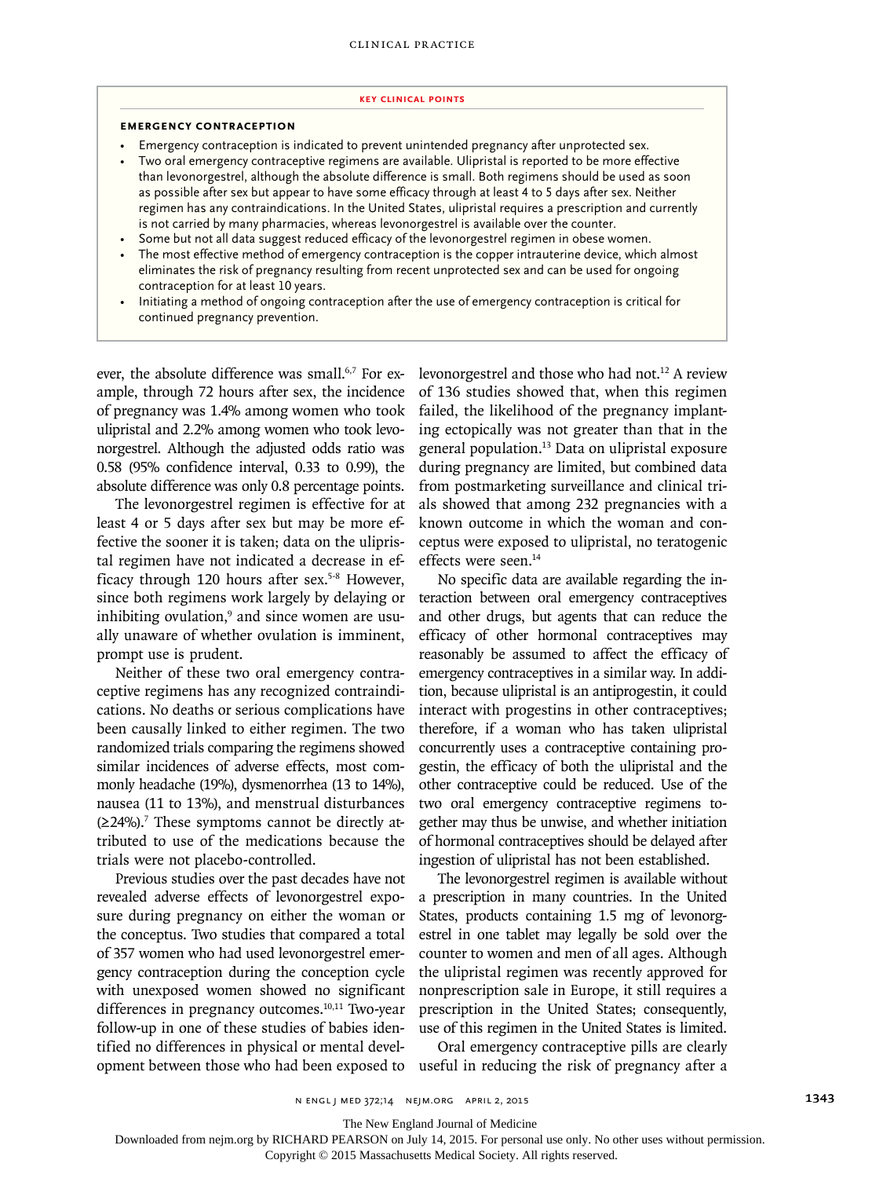### KEY CLINICAL POINTS

#### EMERGENCY CONTRACEPTION

- Emergency contraception is indicated to prevent unintended pregnancy after unprotected sex.
- Two oral emergency contraceptive regimens are available. Ulipristal is reported to be more effective than levonorgestrel, although the absolute difference is small. Both regimens should be used as soon as possible after sex but appear to have some efficacy through at least 4 to 5 days after sex. Neither regimen has any contraindications. In the United States, ulipristal requires a prescription and currently is not carried by many pharmacies, whereas levonorgestrel is available over the counter.
- Some but not all data suggest reduced efficacy of the levonorgestrel regimen in obese women.
- The most effective method of emergency contraception is the copper intrauterine device, which almost eliminates the risk of pregnancy resulting from recent unprotected sex and can be used for ongoing contraception for at least 10 years.
- Initiating a method of ongoing contraception after the use of emergency contraception is critical for continued pregnancy prevention.

ever, the absolute difference was small.[6,7] For example, through 72 hours after sex, the incidence of pregnancy was 1.4% among women who took ulipristal and 2.2% among women who took levonorgestrel. Although the adjusted odds ratio was 0.58 (95% confidence interval, 0.33 to 0.99), the absolute difference was only 0.8 percentage points.

The levonorgestrel regimen is effective for at least 4 or 5 days after sex but may be more effective the sooner it is taken; data on the ulipristal regimen have not indicated a decrease in efficacy through 120 hours after sex.[5-8] However, since both regimens work largely by delaying or inhibiting ovulation,[9] and since women are usually unaware of whether ovulation is imminent, prompt use is prudent.

Neither of these two oral emergency contraceptive regimens has any recognized contraindications. No deaths or serious complications have been causally linked to either regimen. The two randomized trials comparing the regimens showed similar incidences of adverse effects, most commonly headache (19%), dysmenorrhea (13 to 14%), nausea (11 to 13%), and menstrual disturbances (≥24%).[7] These symptoms cannot be directly attributed to use of the medications because the trials were not placebo-controlled.

Previous studies over the past decades have not revealed adverse effects of levonorgestrel exposure during pregnancy on either the woman or the conceptus. Two studies that compared a total of 357 women who had used levonorgestrel emergency contraception during the conception cycle with unexposed women showed no significant differences in pregnancy outcomes.[10,11] Two-year follow-up in one of these studies of babies identified no differences in physical or mental development between those who had been exposed to levonorgestrel and those who had not.[12] A review of 136 studies showed that, when this regimen failed, the likelihood of the pregnancy implanting ectopically was not greater than that in the general population.[13] Data on ulipristal exposure during pregnancy are limited, but combined data from postmarketing surveillance and clinical trials showed that among 232 pregnancies with a known outcome in which the woman and conceptus were exposed to ulipristal, no teratogenic effects were seen.[14]

No specific data are available regarding the interaction between oral emergency contraceptives and other drugs, but agents that can reduce the efficacy of other hormonal contraceptives may reasonably be assumed to affect the efficacy of emergency contraceptives in a similar way. In addition, because ulipristal is an antiprogestin, it could interact with progestins in other contraceptives; therefore, if a woman who has taken ulipristal concurrently uses a contraceptive containing progestin, the efficacy of both the ulipristal and the other contraceptive could be reduced. Use of the two oral emergency contraceptive regimens together may thus be unwise, and whether initiation of hormonal contraceptives should be delayed after ingestion of ulipristal has not been established.

The levonorgestrel regimen is available without a prescription in many countries. In the United States, products containing 1.5 mg of levonorgestrel in one tablet may legally be sold over the counter to women and men of all ages. Although the ulipristal regimen was recently approved for nonprescription sale in Europe, it still requires a prescription in the United States; consequently, use of this regimen in the United States is limited.

Oral emergency contraceptive pills are clearly useful in reducing the risk of pregnancy after a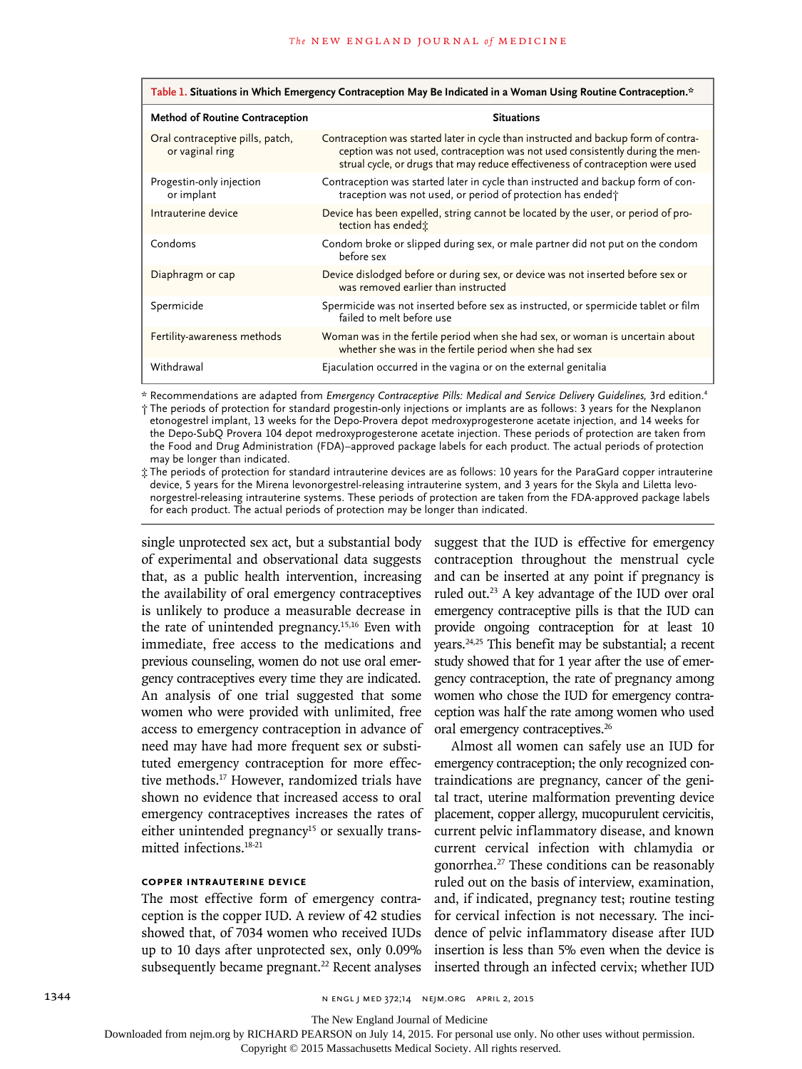**Table 1. Situations in Which Emergency Contraception May Be Indicated in a Woman Using Routine Contraception.***

| Method of Routine Contraception | Situations |
|---|---|
| Oral contraceptive pills, patch, or vaginal ring | Contraception was started later in cycle than instructed and backup form of contraception was not used, contraception was not used consistently during the menstrual cycle, or drugs that may reduce effectiveness of contraception were used |
| Progestin-only injection or implant | Contraception was started later in cycle than instructed and backup form of contraception was not used, or period of protection has ended† |
| Intrauterine device | Device has been expelled, string cannot be located by the user, or period of protection has ended‡ |
| Condoms | Condom broke or slipped during sex, or male partner did not put on the condom before sex |
| Diaphragm or cap | Device dislodged before or during sex, or device was not inserted before sex or was removed earlier than instructed |
| Spermicide | Spermicide was not inserted before sex as instructed, or spermicide tablet or film failed to melt before use |
| Fertility-awareness methods | Woman was in the fertile period when she had sex, or woman is uncertain about whether she was in the fertile period when she had sex |
| Withdrawal | Ejaculation occurred in the vagina or on the external genitalia |

\* Recommendations are adapted from *Emergency Contraceptive Pills: Medical and Service Delivery Guidelines,* 3rd edition.[4]

† The periods of protection for standard progestin-only injections or implants are as follows: 3 years for the Nexplanon etonogestrel implant, 13 weeks for the Depo-Provera depot medroxyprogesterone acetate injection, and 14 weeks for the Depo-SubQ Provera 104 depot medroxyprogesterone acetate injection. These periods of protection are taken from the Food and Drug Administration (FDA)–approved package labels for each product. The actual periods of protection may be longer than indicated.

‡ The periods of protection for standard intrauterine devices are as follows: 10 years for the ParaGard copper intrauterine device, 5 years for the Mirena levonorgestrel-releasing intrauterine system, and 3 years for the Skyla and Liletta levonorgestrel-releasing intrauterine systems. These periods of protection are taken from the FDA-approved package labels for each product. The actual periods of protection may be longer than indicated.

single unprotected sex act, but a substantial body of experimental and observational data suggests that, as a public health intervention, increasing the availability of oral emergency contraceptives is unlikely to produce a measurable decrease in the rate of unintended pregnancy.[15,16] Even with immediate, free access to the medications and previous counseling, women do not use oral emergency contraceptives every time they are indicated. An analysis of one trial suggested that some women who were provided with unlimited, free access to emergency contraception in advance of need may have had more frequent sex or substituted emergency contraception for more effective methods.[17] However, randomized trials have shown no evidence that increased access to oral emergency contraceptives increases the rates of either unintended pregnancy[15] or sexually transmitted infections.[18-21]

### COPPER INTRAUTERINE DEVICE

The most effective form of emergency contraception is the copper IUD. A review of 42 studies showed that, of 7034 women who received IUDs up to 10 days after unprotected sex, only 0.09% subsequently became pregnant.[22] Recent analyses suggest that the IUD is effective for emergency contraception throughout the menstrual cycle and can be inserted at any point if pregnancy is ruled out.[23] A key advantage of the IUD over oral emergency contraceptive pills is that the IUD can provide ongoing contraception for at least 10 years.[24,25] This benefit may be substantial; a recent study showed that for 1 year after the use of emergency contraception, the rate of pregnancy among women who chose the IUD for emergency contraception was half the rate among women who used oral emergency contraceptives.[26]

Almost all women can safely use an IUD for emergency contraception; the only recognized contraindications are pregnancy, cancer of the genital tract, uterine malformation preventing device placement, copper allergy, mucopurulent cervicitis, current pelvic inflammatory disease, and known current cervical infection with chlamydia or gonorrhea.[27] These conditions can be reasonably ruled out on the basis of interview, examination, and, if indicated, pregnancy test; routine testing for cervical infection is not necessary. The incidence of pelvic inflammatory disease after IUD insertion is less than 5% even when the device is inserted through an infected cervix; whether IUD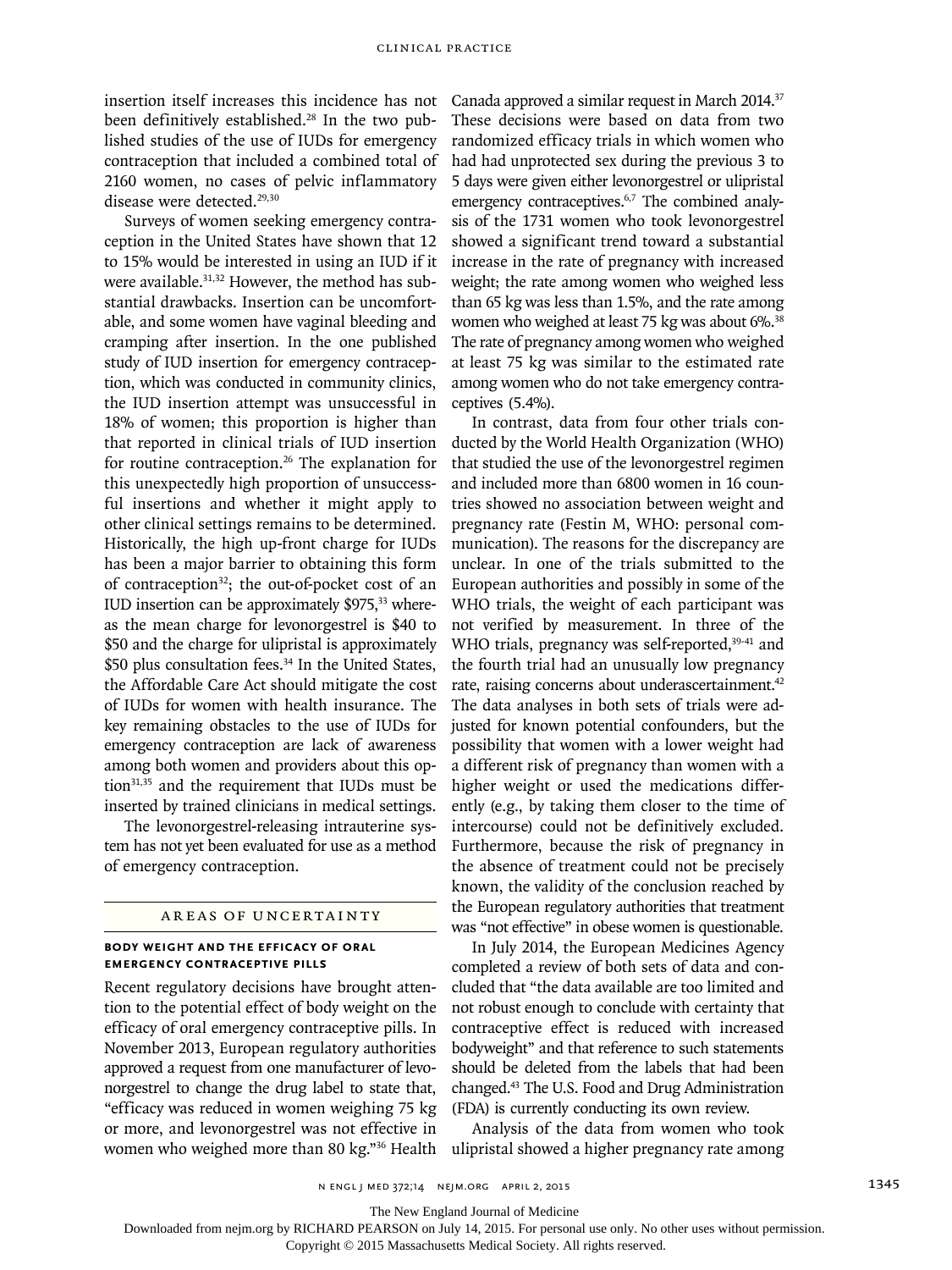insertion itself increases this incidence has not been definitively established.[28] In the two published studies of the use of IUDs for emergency contraception that included a combined total of 2160 women, no cases of pelvic inflammatory disease were detected.[29,30]

Surveys of women seeking emergency contraception in the United States have shown that 12 to 15% would be interested in using an IUD if it were available.[31,32] However, the method has substantial drawbacks. Insertion can be uncomfortable, and some women have vaginal bleeding and cramping after insertion. In the one published study of IUD insertion for emergency contraception, which was conducted in community clinics, the IUD insertion attempt was unsuccessful in 18% of women; this proportion is higher than that reported in clinical trials of IUD insertion for routine contraception.[26] The explanation for this unexpectedly high proportion of unsuccessful insertions and whether it might apply to other clinical settings remains to be determined. Historically, the high up-front charge for IUDs has been a major barrier to obtaining this form of contraception[32]; the out-of-pocket cost of an IUD insertion can be approximately $975,[33] whereas the mean charge for levonorgestrel is $40 to $50 and the charge for ulipristal is approximately $50 plus consultation fees.[34] In the United States, the Affordable Care Act should mitigate the cost of IUDs for women with health insurance. The key remaining obstacles to the use of IUDs for emergency contraception are lack of awareness among both women and providers about this option[31,35] and the requirement that IUDs must be inserted by trained clinicians in medical settings.

The levonorgestrel-releasing intrauterine system has not yet been evaluated for use as a method of emergency contraception.

## AREAS OF UNCERTAINTY

### BODY WEIGHT AND THE EFFICACY OF ORAL EMERGENCY CONTRACEPTIVE PILLS

Recent regulatory decisions have brought attention to the potential effect of body weight on the efficacy of oral emergency contraceptive pills. In November 2013, European regulatory authorities approved a request from one manufacturer of levonorgestrel to change the drug label to state that, "efficacy was reduced in women weighing 75 kg or more, and levonorgestrel was not effective in women who weighed more than 80 kg."[36] Health Canada approved a similar request in March 2014.[37] These decisions were based on data from two randomized efficacy trials in which women who had had unprotected sex during the previous 3 to 5 days were given either levonorgestrel or ulipristal emergency contraceptives.[6,7] The combined analysis of the 1731 women who took levonorgestrel showed a significant trend toward a substantial increase in the rate of pregnancy with increased weight; the rate among women who weighed less than 65 kg was less than 1.5%, and the rate among women who weighed at least 75 kg was about 6%.[38] The rate of pregnancy among women who weighed at least 75 kg was similar to the estimated rate among women who do not take emergency contraceptives (5.4%).

In contrast, data from four other trials conducted by the World Health Organization (WHO) that studied the use of the levonorgestrel regimen and included more than 6800 women in 16 countries showed no association between weight and pregnancy rate (Festin M, WHO: personal communication). The reasons for the discrepancy are unclear. In one of the trials submitted to the European authorities and possibly in some of the WHO trials, the weight of each participant was not verified by measurement. In three of the WHO trials, pregnancy was self-reported,[39-41] and the fourth trial had an unusually low pregnancy rate, raising concerns about underascertainment.[42] The data analyses in both sets of trials were adjusted for known potential confounders, but the possibility that women with a lower weight had a different risk of pregnancy than women with a higher weight or used the medications differently (e.g., by taking them closer to the time of intercourse) could not be definitively excluded. Furthermore, because the risk of pregnancy in the absence of treatment could not be precisely known, the validity of the conclusion reached by the European regulatory authorities that treatment was "not effective" in obese women is questionable.

In July 2014, the European Medicines Agency completed a review of both sets of data and concluded that "the data available are too limited and not robust enough to conclude with certainty that contraceptive effect is reduced with increased bodyweight" and that reference to such statements should be deleted from the labels that had been changed.[43] The U.S. Food and Drug Administration (FDA) is currently conducting its own review.

Analysis of the data from women who took ulipristal showed a higher pregnancy rate among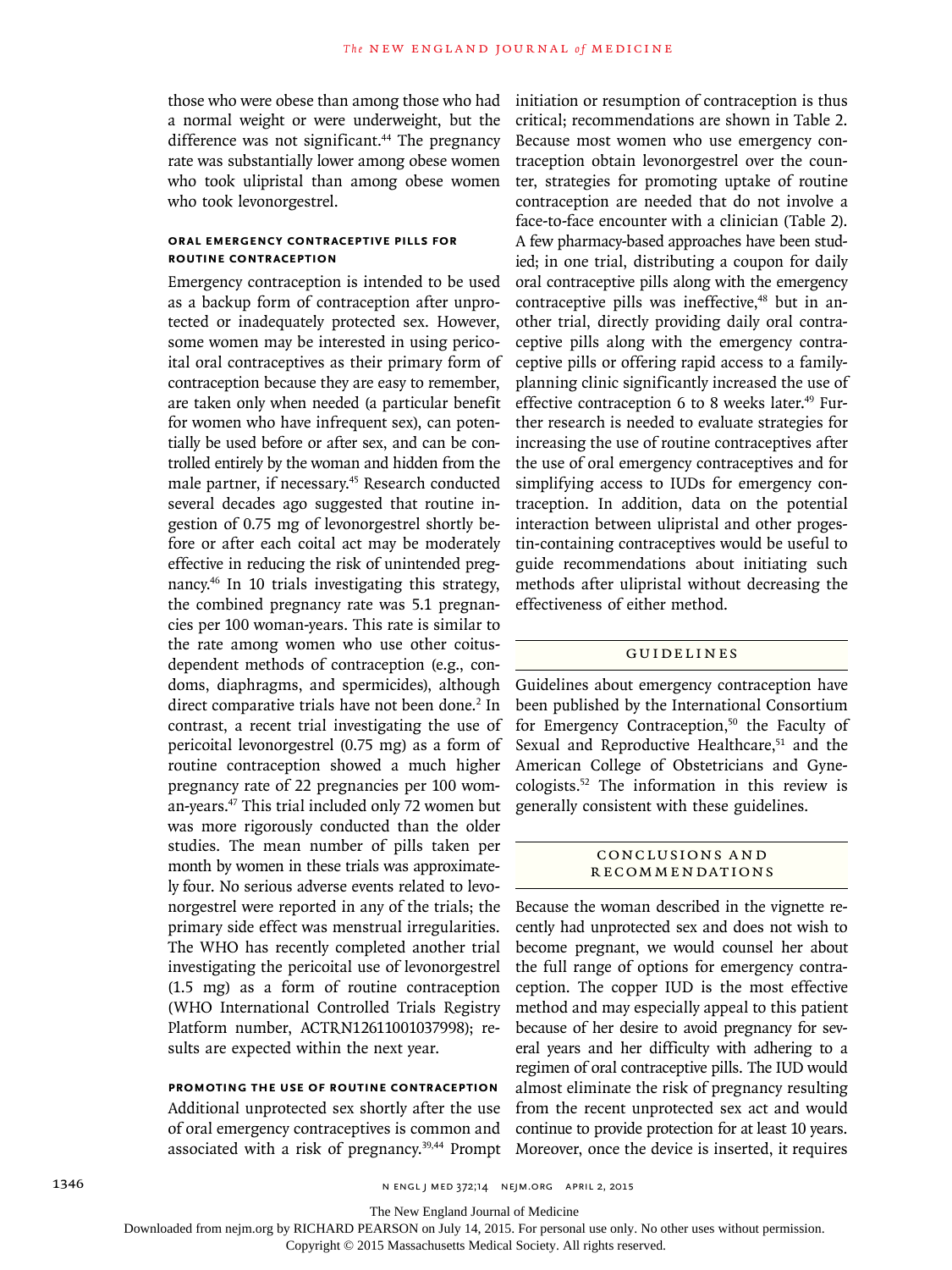those who were obese than among those who had a normal weight or were underweight, but the difference was not significant.[44] The pregnancy rate was substantially lower among obese women who took ulipristal than among obese women who took levonorgestrel.

### Oral Emergency Contraceptive Pills for Routine Contraception

Emergency contraception is intended to be used as a backup form of contraception after unprotected or inadequately protected sex. However, some women may be interested in using pericoital oral contraceptives as their primary form of contraception because they are easy to remember, are taken only when needed (a particular benefit for women who have infrequent sex), can potentially be used before or after sex, and can be controlled entirely by the woman and hidden from the male partner, if necessary.[45] Research conducted several decades ago suggested that routine ingestion of 0.75 mg of levonorgestrel shortly before or after each coital act may be moderately effective in reducing the risk of unintended pregnancy.[46] In 10 trials investigating this strategy, the combined pregnancy rate was 5.1 pregnancies per 100 woman-years. This rate is similar to the rate among women who use other coitus-dependent methods of contraception (e.g., condoms, diaphragms, and spermicides), although direct comparative trials have not been done.[2] In contrast, a recent trial investigating the use of pericoital levonorgestrel (0.75 mg) as a form of routine contraception showed a much higher pregnancy rate of 22 pregnancies per 100 woman-years.[47] This trial included only 72 women but was more rigorously conducted than the older studies. The mean number of pills taken per month by women in these trials was approximately four. No serious adverse events related to levonorgestrel were reported in any of the trials; the primary side effect was menstrual irregularities. The WHO has recently completed another trial investigating the pericoital use of levonorgestrel (1.5 mg) as a form of routine contraception (WHO International Controlled Trials Registry Platform number, ACTRN12611001037998); results are expected within the next year.

### Promoting the Use of Routine Contraception

Additional unprotected sex shortly after the use of oral emergency contraceptives is common and associated with a risk of pregnancy.[39,44] Prompt initiation or resumption of contraception is thus critical; recommendations are shown in Table 2. Because most women who use emergency contraception obtain levonorgestrel over the counter, strategies for promoting uptake of routine contraception are needed that do not involve a face-to-face encounter with a clinician (Table 2). A few pharmacy-based approaches have been studied; in one trial, distributing a coupon for daily oral contraceptive pills along with the emergency contraceptive pills was ineffective,[48] but in another trial, directly providing daily oral contraceptive pills along with the emergency contraceptive pills or offering rapid access to a family-planning clinic significantly increased the use of effective contraception 6 to 8 weeks later.[49] Further research is needed to evaluate strategies for increasing the use of routine contraceptives after the use of oral emergency contraceptives and for simplifying access to IUDs for emergency contraception. In addition, data on the potential interaction between ulipristal and other progestin-containing contraceptives would be useful to guide recommendations about initiating such methods after ulipristal without decreasing the effectiveness of either method.

## Guidelines

Guidelines about emergency contraception have been published by the International Consortium for Emergency Contraception,[50] the Faculty of Sexual and Reproductive Healthcare,[51] and the American College of Obstetricians and Gynecologists.[52] The information in this review is generally consistent with these guidelines.

## Conclusions and Recommendations

Because the woman described in the vignette recently had unprotected sex and does not wish to become pregnant, we would counsel her about the full range of options for emergency contraception. The copper IUD is the most effective method and may especially appeal to this patient because of her desire to avoid pregnancy for several years and her difficulty with adhering to a regimen of oral contraceptive pills. The IUD would almost eliminate the risk of pregnancy resulting from the recent unprotected sex act and would continue to provide protection for at least 10 years. Moreover, once the device is inserted, it requires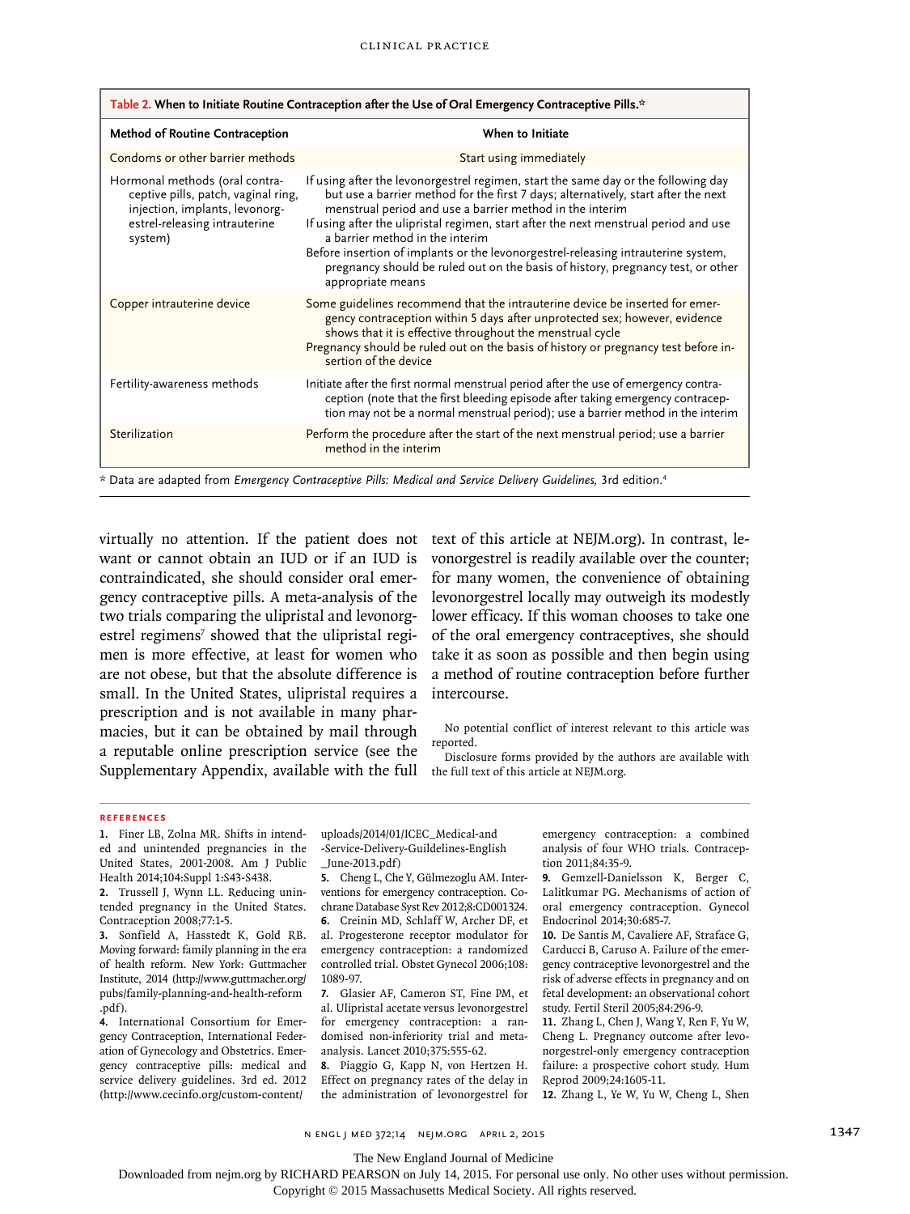**Table 2. When to Initiate Routine Contraception after the Use of Oral Emergency Contraceptive Pills.***

| Method of Routine Contraception | When to Initiate |
|---|---|
| Condoms or other barrier methods | Start using immediately |
| Hormonal methods (oral contraceptive pills, patch, vaginal ring, injection, implants, levonorgestrel-releasing intrauterine system) | If using after the levonorgestrel regimen, start the same day or the following day but use a barrier method for the first 7 days; alternatively, start after the next menstrual period and use a barrier method in the interim<br>If using after the ulipristal regimen, start after the next menstrual period and use a barrier method in the interim<br>Before insertion of implants or the levonorgestrel-releasing intrauterine system, pregnancy should be ruled out on the basis of history, pregnancy test, or other appropriate means |
| Copper intrauterine device | Some guidelines recommend that the intrauterine device be inserted for emergency contraception within 5 days after unprotected sex; however, evidence shows that it is effective throughout the menstrual cycle<br>Pregnancy should be ruled out on the basis of history or pregnancy test before insertion of the device |
| Fertility-awareness methods | Initiate after the first normal menstrual period after the use of emergency contraception (note that the first bleeding episode after taking emergency contraception may not be a normal menstrual period); use a barrier method in the interim |
| Sterilization | Perform the procedure after the start of the next menstrual period; use a barrier method in the interim |

* Data are adapted from *Emergency Contraceptive Pills: Medical and Service Delivery Guidelines,* 3rd edition.[4]

virtually no attention. If the patient does not want or cannot obtain an IUD or if an IUD is contraindicated, she should consider oral emergency contraceptive pills. A meta-analysis of the two trials comparing the ulipristal and levonorgestrel regimens[7] showed that the ulipristal regimen is more effective, at least for women who are not obese, but that the absolute difference is small. In the United States, ulipristal requires a prescription and is not available in many pharmacies, but it can be obtained by mail through a reputable online prescription service (see the Supplementary Appendix, available with the full text of this article at NEJM.org). In contrast, levonorgestrel is readily available over the counter; for many women, the convenience of obtaining levonorgestrel locally may outweigh its modestly lower efficacy. If this woman chooses to take one of the oral emergency contraceptives, she should take it as soon as possible and then begin using a method of routine contraception before further intercourse.

No potential conflict of interest relevant to this article was reported.

Disclosure forms provided by the authors are available with the full text of this article at NEJM.org.

## References

1. Finer LB, Zolna MR. Shifts in intended and unintended pregnancies in the United States, 2001-2008. Am J Public Health 2014;104:Suppl 1:S43-S438.
2. Trussell J, Wynn LL. Reducing unintended pregnancy in the United States. Contraception 2008;77:1-5.
3. Sonfield A, Hasstedt K, Gold RB. Moving forward: family planning in the era of health reform. New York: Guttmacher Institute, 2014 (http://www.guttmacher.org/pubs/family-planning-and-health-reform.pdf).
4. International Consortium for Emergency Contraception, International Federation of Gynecology and Obstetrics. Emergency contraceptive pills: medical and service delivery guidelines. 3rd ed. 2012 (http://www.cecinfo.org/custom-content/uploads/2014/01/ICEC_Medical-and-Service-Delivery-Guildelines-English_June-2013.pdf)
5. Cheng L, Che Y, Gülmezoglu AM. Interventions for emergency contraception. Cochrane Database Syst Rev 2012;8:CD001324.
6. Creinin MD, Schlaff W, Archer DF, et al. Progesterone receptor modulator for emergency contraception: a randomized controlled trial. Obstet Gynecol 2006;108:1089-97.
7. Glasier AF, Cameron ST, Fine PM, et al. Ulipristal acetate versus levonorgestrel for emergency contraception: a randomised non-inferiority trial and meta-analysis. Lancet 2010;375:555-62.
8. Piaggio G, Kapp N, von Hertzen H. Effect on pregnancy rates of the delay in the administration of levonorgestrel for emergency contraception: a combined analysis of four WHO trials. Contraception 2011;84:35-9.
9. Gemzell-Danielsson K, Berger C, Lalitkumar PG. Mechanisms of action of oral emergency contraception. Gynecol Endocrinol 2014;30:685-7.
10. De Santis M, Cavaliere AF, Straface G, Carducci B, Caruso A. Failure of the emergency contraceptive levonorgestrel and the risk of adverse effects in pregnancy and on fetal development: an observational cohort study. Fertil Steril 2005;84:296-9.
11. Zhang L, Chen J, Wang Y, Ren F, Yu W, Cheng L. Pregnancy outcome after levonorgestrel-only emergency contraception failure: a prospective cohort study. Hum Reprod 2009;24:1605-11.
12. Zhang L, Ye W, Yu W, Cheng L, Shen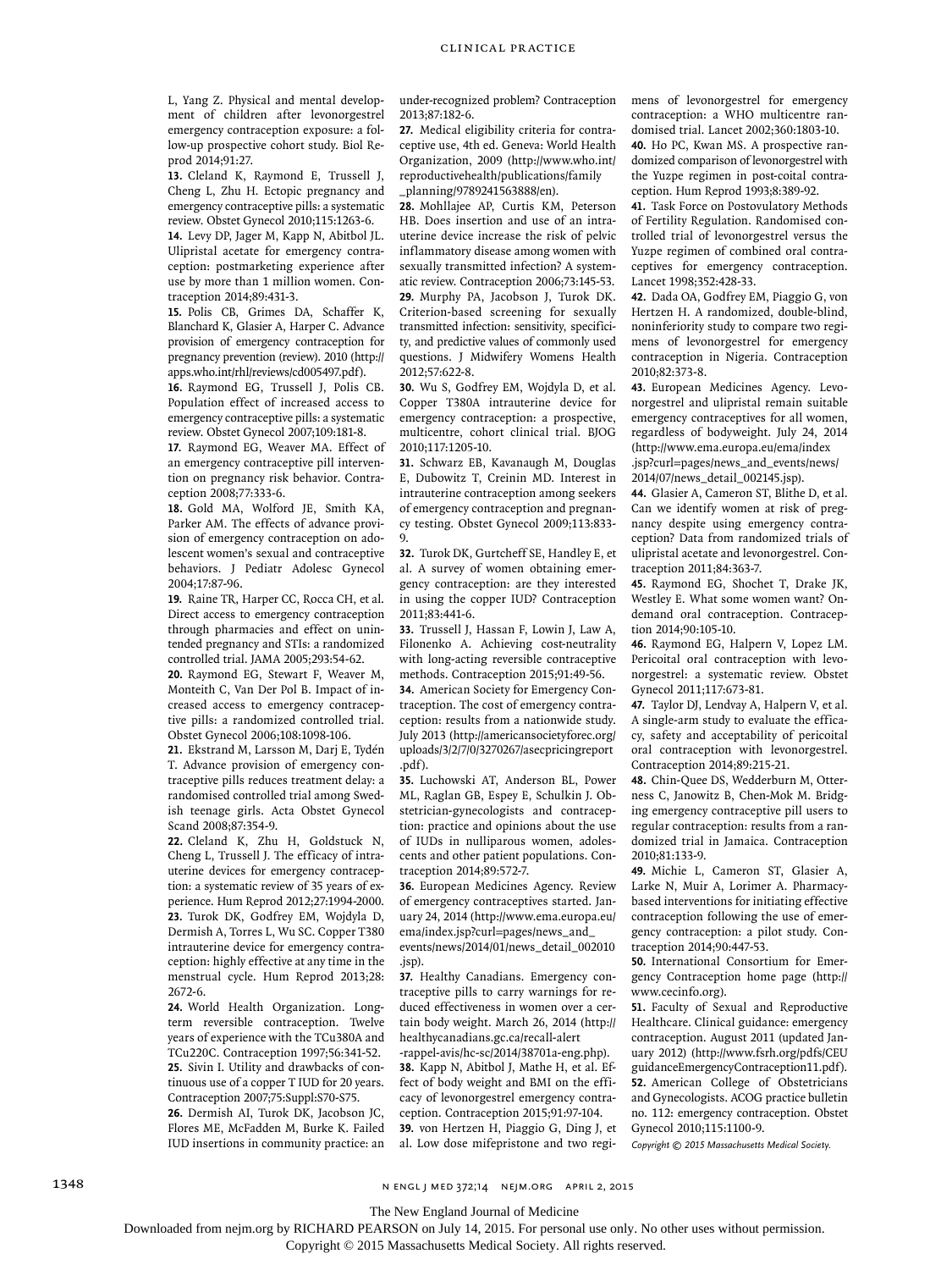L, Yang Z. Physical and mental development of children after levonorgestrel emergency contraception exposure: a follow-up prospective cohort study. Biol Reprod 2014;91:27.

**13.** Cleland K, Raymond E, Trussell J, Cheng L, Zhu H. Ectopic pregnancy and emergency contraceptive pills: a systematic review. Obstet Gynecol 2010;115:1263-6.

**14.** Levy DP, Jager M, Kapp N, Abitbol JL. Ulipristal acetate for emergency contraception: postmarketing experience after use by more than 1 million women. Contraception 2014;89:431-3.

**15.** Polis CB, Grimes DA, Schaffer K, Blanchard K, Glasier A, Harper C. Advance provision of emergency contraception for pregnancy prevention (review). 2010 (http://apps.who.int/rhl/reviews/cd005497.pdf).

**16.** Raymond EG, Trussell J, Polis CB. Population effect of increased access to emergency contraceptive pills: a systematic review. Obstet Gynecol 2007;109:181-8.

**17.** Raymond EG, Weaver MA. Effect of an emergency contraceptive pill intervention on pregnancy risk behavior. Contraception 2008;77:333-6.

**18.** Gold MA, Wolford JE, Smith KA, Parker AM. The effects of advance provision of emergency contraception on adolescent women's sexual and contraceptive behaviors. J Pediatr Adolesc Gynecol 2004;17:87-96.

**19.** Raine TR, Harper CC, Rocca CH, et al. Direct access to emergency contraception through pharmacies and effect on unintended pregnancy and STIs: a randomized controlled trial. JAMA 2005;293:54-62.

**20.** Raymond EG, Stewart F, Weaver M, Monteith C, Van Der Pol B. Impact of increased access to emergency contraceptive pills: a randomized controlled trial. Obstet Gynecol 2006;108:1098-106.

**21.** Ekstrand M, Larsson M, Darj E, Tydén T. Advance provision of emergency contraceptive pills reduces treatment delay: a randomised controlled trial among Swedish teenage girls. Acta Obstet Gynecol Scand 2008;87:354-9.

**22.** Cleland K, Zhu H, Goldstuck N, Cheng L, Trussell J. The efficacy of intrauterine devices for emergency contraception: a systematic review of 35 years of experience. Hum Reprod 2012;27:1994-2000.

**23.** Turok DK, Godfrey EM, Wojdyla D, Dermish A, Torres L, Wu SC. Copper T380 intrauterine device for emergency contraception: highly effective at any time in the menstrual cycle. Hum Reprod 2013;28:2672-6.

**24.** World Health Organization. Long-term reversible contraception. Twelve years of experience with the TCu380A and TCu220C. Contraception 1997;56:341-52.

**25.** Sivin I. Utility and drawbacks of continuous use of a copper T IUD for 20 years. Contraception 2007;75:Suppl:S70-S75.

**26.** Dermish AI, Turok DK, Jacobson JC, Flores ME, McFadden M, Burke K. Failed IUD insertions in community practice: an under-recognized problem? Contraception 2013;87:182-6.

**27.** Medical eligibility criteria for contraceptive use, 4th ed. Geneva: World Health Organization, 2009 (http://www.who.int/reproductivehealth/publications/family_planning/9789241563888/en).

**28.** Mohllajee AP, Curtis KM, Peterson HB. Does insertion and use of an intrauterine device increase the risk of pelvic inflammatory disease among women with sexually transmitted infection? A systematic review. Contraception 2006;73:145-53.

**29.** Murphy PA, Jacobson J, Turok DK. Criterion-based screening for sexually transmitted infection: sensitivity, specificity, and predictive values of commonly used questions. J Midwifery Womens Health 2012;57:622-8.

**30.** Wu S, Godfrey EM, Wojdyla D, et al. Copper T380A intrauterine device for emergency contraception: a prospective, multicentre, cohort clinical trial. BJOG 2010;117:1205-10.

**31.** Schwarz EB, Kavanaugh M, Douglas E, Dubowitz T, Creinin MD. Interest in intrauterine contraception among seekers of emergency contraception and pregnancy testing. Obstet Gynecol 2009;113:833-9.

**32.** Turok DK, Gurtcheff SE, Handley E, et al. A survey of women obtaining emergency contraception: are they interested in using the copper IUD? Contraception 2011;83:441-6.

**33.** Trussell J, Hassan F, Lowin J, Law A, Filonenko A. Achieving cost-neutrality with long-acting reversible contraceptive methods. Contraception 2015;91:49-56.

**34.** American Society for Emergency Contraception. The cost of emergency contraception: results from a nationwide study. July 2013 (http://americansocietyforec.org/uploads/3/2/7/0/3270267/asecpricingreport.pdf).

**35.** Luchowski AT, Anderson BL, Power ML, Raglan GB, Espey E, Schulkin J. Obstetrician-gynecologists and contraception: practice and opinions about the use of IUDs in nulliparous women, adolescents and other patient populations. Contraception 2014;89:572-7.

**36.** European Medicines Agency. Review of emergency contraceptives started. January 24, 2014 (http://www.ema.europa.eu/ema/index.jsp?curl=pages/news_and_events/news/2014/01/news_detail_002010.jsp).

**37.** Healthy Canadians. Emergency contraceptive pills to carry warnings for reduced effectiveness in women over a certain body weight. March 26, 2014 (http://healthycanadians.gc.ca/recall-alert-rappel-avis/hc-sc/2014/38701a-eng.php).

**38.** Kapp N, Abitbol J, Mathe H, et al. Effect of body weight and BMI on the efficacy of levonorgestrel emergency contraception. Contraception 2015;91:97-104.

**39.** von Hertzen H, Piaggio G, Ding J, et al. Low dose mifepristone and two regimens of levonorgestrel for emergency contraception: a WHO multicentre randomised trial. Lancet 2002;360:1803-10.

**40.** Ho PC, Kwan MS. A prospective randomized comparison of levonorgestrel with the Yuzpe regimen in post-coital contraception. Hum Reprod 1993;8:389-92.

**41.** Task Force on Postovulatory Methods of Fertility Regulation. Randomised controlled trial of levonorgestrel versus the Yuzpe regimen of combined oral contraceptives for emergency contraception. Lancet 1998;352:428-33.

**42.** Dada OA, Godfrey EM, Piaggio G, von Hertzen H. A randomized, double-blind, noninferiority study to compare two regimens of levonorgestrel for emergency contraception in Nigeria. Contraception 2010;82:373-8.

**43.** European Medicines Agency. Levonorgestrel and ulipristal remain suitable emergency contraceptives for all women, regardless of bodyweight. July 24, 2014 (http://www.ema.europa.eu/ema/index.jsp?curl=pages/news_and_events/news/2014/07/news_detail_002145.jsp).

**44.** Glasier A, Cameron ST, Blithe D, et al. Can we identify women at risk of pregnancy despite using emergency contraception? Data from randomized trials of ulipristal acetate and levonorgestrel. Contraception 2011;84:363-7.

**45.** Raymond EG, Shochet T, Drake JK, Westley E. What some women want? On-demand oral contraception. Contraception 2014;90:105-10.

**46.** Raymond EG, Halpern V, Lopez LM. Pericoital oral contraception with levonorgestrel: a systematic review. Obstet Gynecol 2011;117:673-81.

**47.** Taylor DJ, Lendvay A, Halpern V, et al. A single-arm study to evaluate the efficacy, safety and acceptability of pericoital oral contraception with levonorgestrel. Contraception 2014;89:215-21.

**48.** Chin-Quee DS, Wedderburn M, Otterness C, Janowitz B, Chen-Mok M. Bridging emergency contraceptive pill users to regular contraception: results from a randomized trial in Jamaica. Contraception 2010;81:133-9.

**49.** Michie L, Cameron ST, Glasier A, Larke N, Muir A, Lorimer A. Pharmacy-based interventions for initiating effective contraception following the use of emergency contraception: a pilot study. Contraception 2014;90:447-53.

**50.** International Consortium for Emergency Contraception home page (http://www.cecinfo.org).

**51.** Faculty of Sexual and Reproductive Healthcare. Clinical guidance: emergency contraception. August 2011 (updated January 2012) (http://www.fsrh.org/pdfs/CEUguidanceEmergencyContraception11.pdf).

**52.** American College of Obstetricians and Gynecologists. ACOG practice bulletin no. 112: emergency contraception. Obstet Gynecol 2010;115:1100-9.

*Copyright © 2015 Massachusetts Medical Society.*